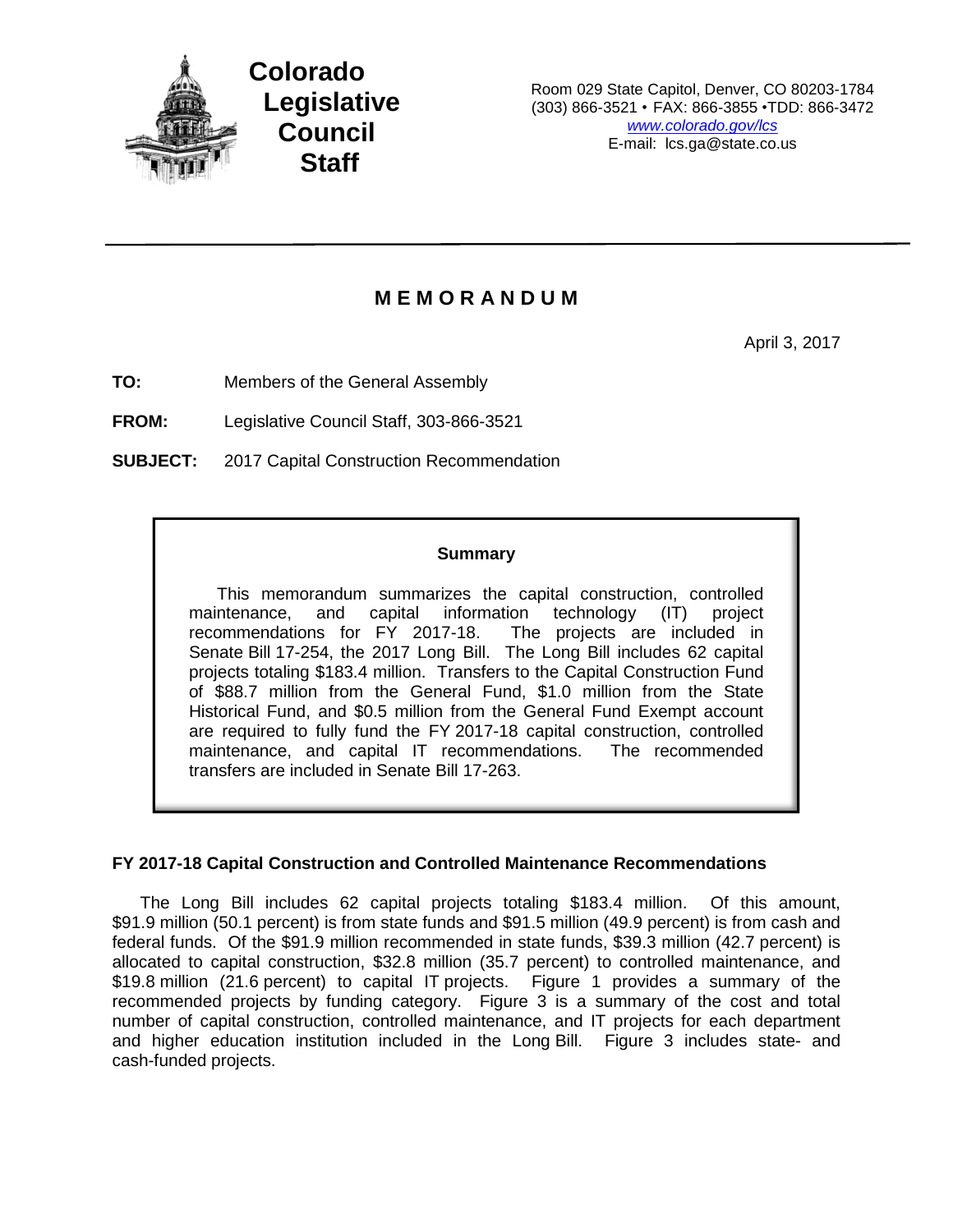**Colorado Legislative Council Staff**

Room 029 State Capitol, Denver, CO 80203-1784
(303) 866-3521 • FAX: 866-3855 •TDD: 866-3472
*www.colorado.gov/lcs*
E-mail: lcs.ga@state.co.us

---

# M E M O R A N D U M

April 3, 2017

**TO:** Members of the General Assembly

**FROM:** Legislative Council Staff, 303-866-3521

**SUBJECT:** 2017 Capital Construction Recommendation

> **Summary**
>
> This memorandum summarizes the capital construction, controlled maintenance, and capital information technology (IT) project recommendations for FY 2017-18. The projects are included in Senate Bill 17-254, the 2017 Long Bill. The Long Bill includes 62 capital projects totaling $183.4 million. Transfers to the Capital Construction Fund of $88.7 million from the General Fund, $1.0 million from the State Historical Fund, and $0.5 million from the General Fund Exempt account are required to fully fund the FY 2017-18 capital construction, controlled maintenance, and capital IT recommendations. The recommended transfers are included in Senate Bill 17-263.

### FY 2017-18 Capital Construction and Controlled Maintenance Recommendations

The Long Bill includes 62 capital projects totaling $183.4 million. Of this amount, $91.9 million (50.1 percent) is from state funds and $91.5 million (49.9 percent) is from cash and federal funds. Of the $91.9 million recommended in state funds, $39.3 million (42.7 percent) is allocated to capital construction, $32.8 million (35.7 percent) to controlled maintenance, and $19.8 million (21.6 percent) to capital IT projects. Figure 1 provides a summary of the recommended projects by funding category. Figure 3 is a summary of the cost and total number of capital construction, controlled maintenance, and IT projects for each department and higher education institution included in the Long Bill. Figure 3 includes state- and cash-funded projects.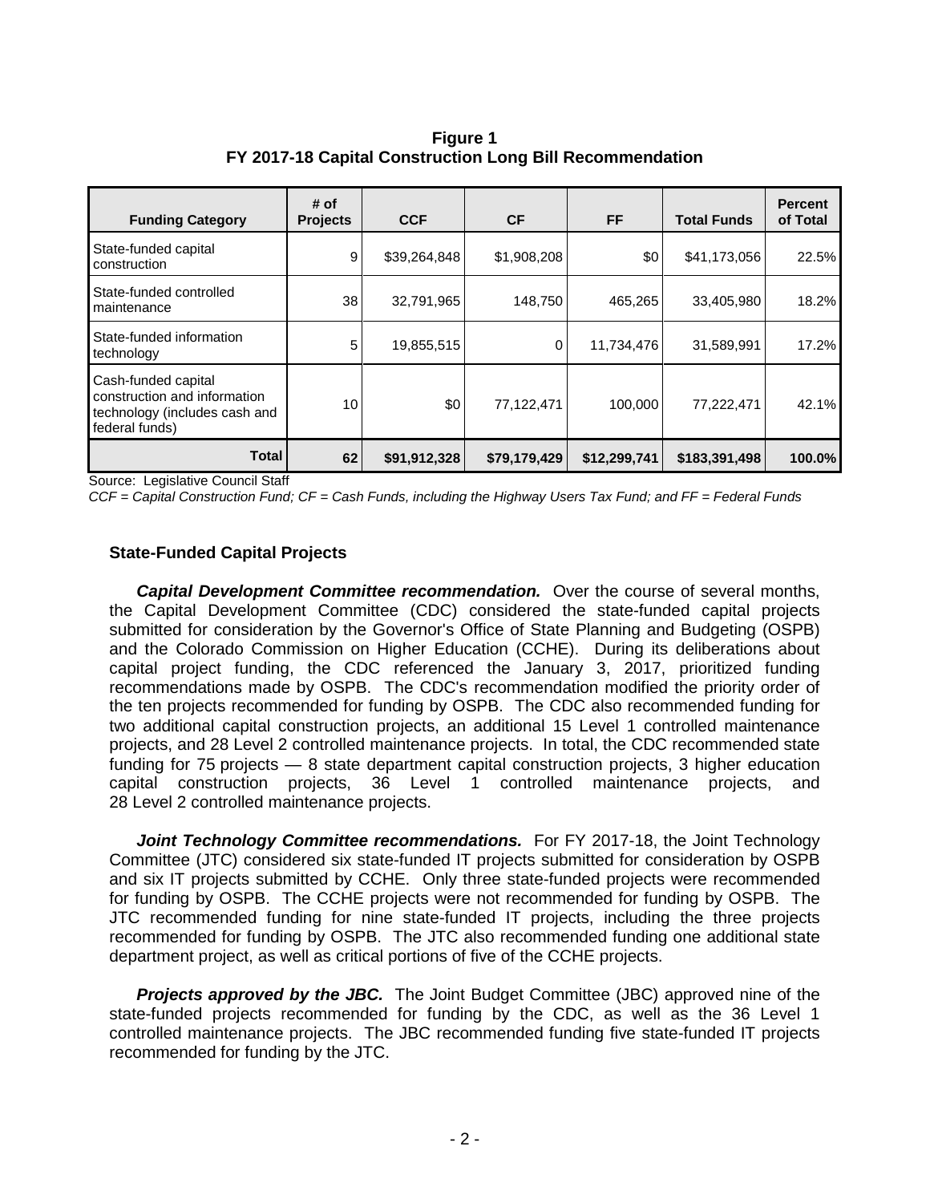**Figure 1**
**FY 2017-18 Capital Construction Long Bill Recommendation**

| Funding Category | # of Projects | CCF | CF | FF | Total Funds | Percent of Total |
|---|---|---|---|---|---|---|
| State-funded capital construction | 9 | $39,264,848 | $1,908,208 | $0 | $41,173,056 | 22.5% |
| State-funded controlled maintenance | 38 | 32,791,965 | 148,750 | 465,265 | 33,405,980 | 18.2% |
| State-funded information technology | 5 | 19,855,515 | 0 | 11,734,476 | 31,589,991 | 17.2% |
| Cash-funded capital construction and information technology (includes cash and federal funds) | 10 | $0 | 77,122,471 | 100,000 | 77,222,471 | 42.1% |
| **Total** | **62** | **$91,912,328** | **$79,179,429** | **$12,299,741** | **$183,391,498** | **100.0%** |

Source: Legislative Council Staff
*CCF = Capital Construction Fund; CF = Cash Funds, including the Highway Users Tax Fund; and FF = Federal Funds*

### State-Funded Capital Projects

***Capital Development Committee recommendation.*** Over the course of several months, the Capital Development Committee (CDC) considered the state-funded capital projects submitted for consideration by the Governor's Office of State Planning and Budgeting (OSPB) and the Colorado Commission on Higher Education (CCHE). During its deliberations about capital project funding, the CDC referenced the January 3, 2017, prioritized funding recommendations made by OSPB. The CDC's recommendation modified the priority order of the ten projects recommended for funding by OSPB. The CDC also recommended funding for two additional capital construction projects, an additional 15 Level 1 controlled maintenance projects, and 28 Level 2 controlled maintenance projects. In total, the CDC recommended state funding for 75 projects — 8 state department capital construction projects, 3 higher education capital construction projects, 36 Level 1 controlled maintenance projects, and 28 Level 2 controlled maintenance projects.

***Joint Technology Committee recommendations.*** For FY 2017-18, the Joint Technology Committee (JTC) considered six state-funded IT projects submitted for consideration by OSPB and six IT projects submitted by CCHE. Only three state-funded projects were recommended for funding by OSPB. The CCHE projects were not recommended for funding by OSPB. The JTC recommended funding for nine state-funded IT projects, including the three projects recommended for funding by OSPB. The JTC also recommended funding one additional state department project, as well as critical portions of five of the CCHE projects.

***Projects approved by the JBC.*** The Joint Budget Committee (JBC) approved nine of the state-funded projects recommended for funding by the CDC, as well as the 36 Level 1 controlled maintenance projects. The JBC recommended funding five state-funded IT projects recommended for funding by the JTC.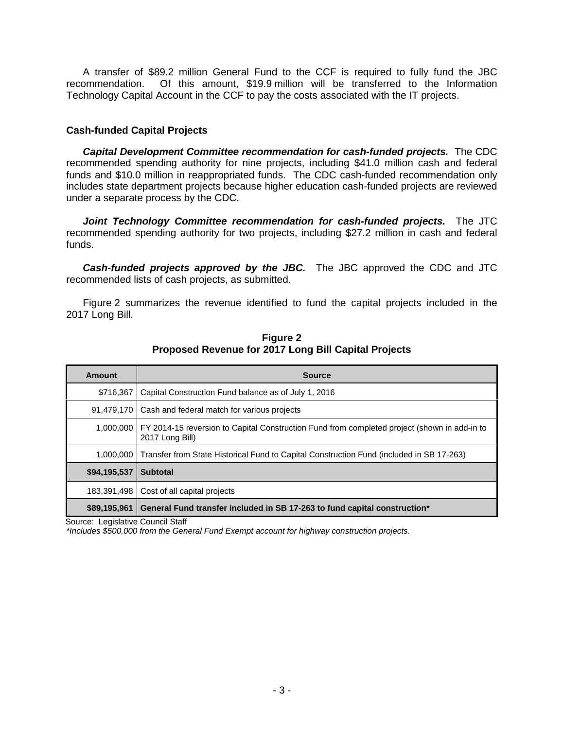A transfer of $89.2 million General Fund to the CCF is required to fully fund the JBC recommendation. Of this amount, $19.9 million will be transferred to the Information Technology Capital Account in the CCF to pay the costs associated with the IT projects.

### Cash-funded Capital Projects

***Capital Development Committee recommendation for cash-funded projects.*** The CDC recommended spending authority for nine projects, including $41.0 million cash and federal funds and $10.0 million in reappropriated funds. The CDC cash-funded recommendation only includes state department projects because higher education cash-funded projects are reviewed under a separate process by the CDC.

***Joint Technology Committee recommendation for cash-funded projects.*** The JTC recommended spending authority for two projects, including $27.2 million in cash and federal funds.

***Cash-funded projects approved by the JBC.*** The JBC approved the CDC and JTC recommended lists of cash projects, as submitted.

Figure 2 summarizes the revenue identified to fund the capital projects included in the 2017 Long Bill.

**Figure 2**
**Proposed Revenue for 2017 Long Bill Capital Projects**

| Amount | Source |
| --- | --- |
| $716,367 | Capital Construction Fund balance as of July 1, 2016 |
| 91,479,170 | Cash and federal match for various projects |
| 1,000,000 | FY 2014-15 reversion to Capital Construction Fund from completed project (shown in add-in to 2017 Long Bill) |
| 1,000,000 | Transfer from State Historical Fund to Capital Construction Fund (included in SB 17-263) |
| **$94,195,537** | **Subtotal** |
| 183,391,498 | Cost of all capital projects |
| **$89,195,961** | **General Fund transfer included in SB 17-263 to fund capital construction*** |

Source: Legislative Council Staff
*\*Includes $500,000 from the General Fund Exempt account for highway construction projects.*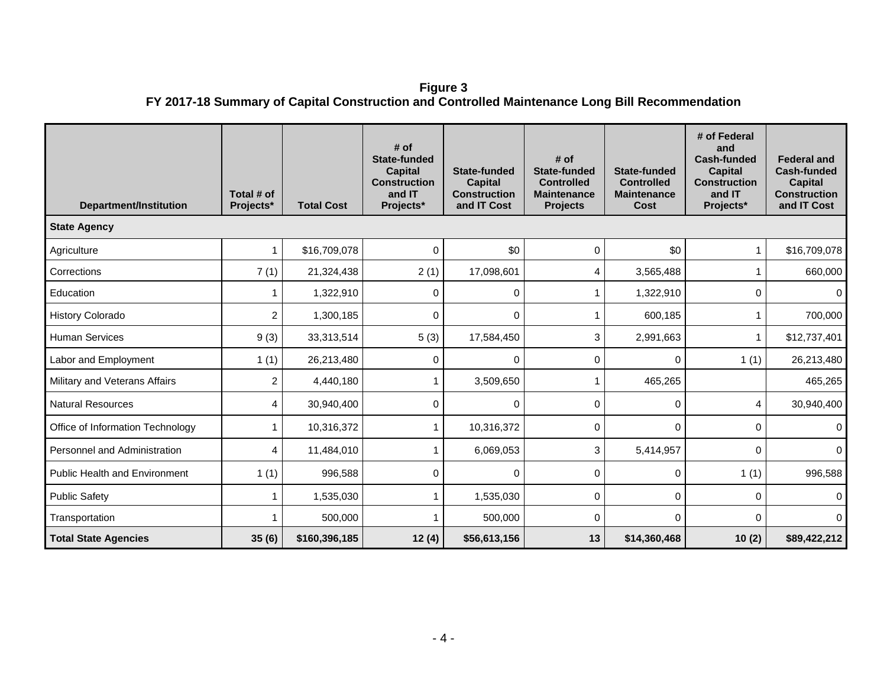**Figure 3**
**FY 2017-18 Summary of Capital Construction and Controlled Maintenance Long Bill Recommendation**

| Department/Institution | Total # of Projects* | Total Cost | # of State-funded Capital Construction and IT Projects* | State-funded Capital Construction and IT Cost | # of State-funded Controlled Maintenance Projects | State-funded Controlled Maintenance Cost | # of Federal and Cash-funded Capital Construction and IT Projects* | Federal and Cash-funded Capital Construction and IT Cost |
|---|---|---|---|---|---|---|---|---|
| **State Agency** | | | | | | | | |
| Agriculture | 1 | $16,709,078 | 0 | $0 | 0 | $0 | 1 | $16,709,078 |
| Corrections | 7 (1) | 21,324,438 | 2 (1) | 17,098,601 | 4 | 3,565,488 | 1 | 660,000 |
| Education | 1 | 1,322,910 | 0 | 0 | 1 | 1,322,910 | 0 | 0 |
| History Colorado | 2 | 1,300,185 | 0 | 0 | 1 | 600,185 | 1 | 700,000 |
| Human Services | 9 (3) | 33,313,514 | 5 (3) | 17,584,450 | 3 | 2,991,663 | 1 | $12,737,401 |
| Labor and Employment | 1 (1) | 26,213,480 | 0 | 0 | 0 | 0 | 1 (1) | 26,213,480 |
| Military and Veterans Affairs | 2 | 4,440,180 | 1 | 3,509,650 | 1 | 465,265 | | 465,265 |
| Natural Resources | 4 | 30,940,400 | 0 | 0 | 0 | 0 | 4 | 30,940,400 |
| Office of Information Technology | 1 | 10,316,372 | 1 | 10,316,372 | 0 | 0 | 0 | 0 |
| Personnel and Administration | 4 | 11,484,010 | 1 | 6,069,053 | 3 | 5,414,957 | 0 | 0 |
| Public Health and Environment | 1 (1) | 996,588 | 0 | 0 | 0 | 0 | 1 (1) | 996,588 |
| Public Safety | 1 | 1,535,030 | 1 | 1,535,030 | 0 | 0 | 0 | 0 |
| Transportation | 1 | 500,000 | 1 | 500,000 | 0 | 0 | 0 | 0 |
| **Total State Agencies** | **35 (6)** | **$160,396,185** | **12 (4)** | **$56,613,156** | **13** | **$14,360,468** | **10 (2)** | **$89,422,212** |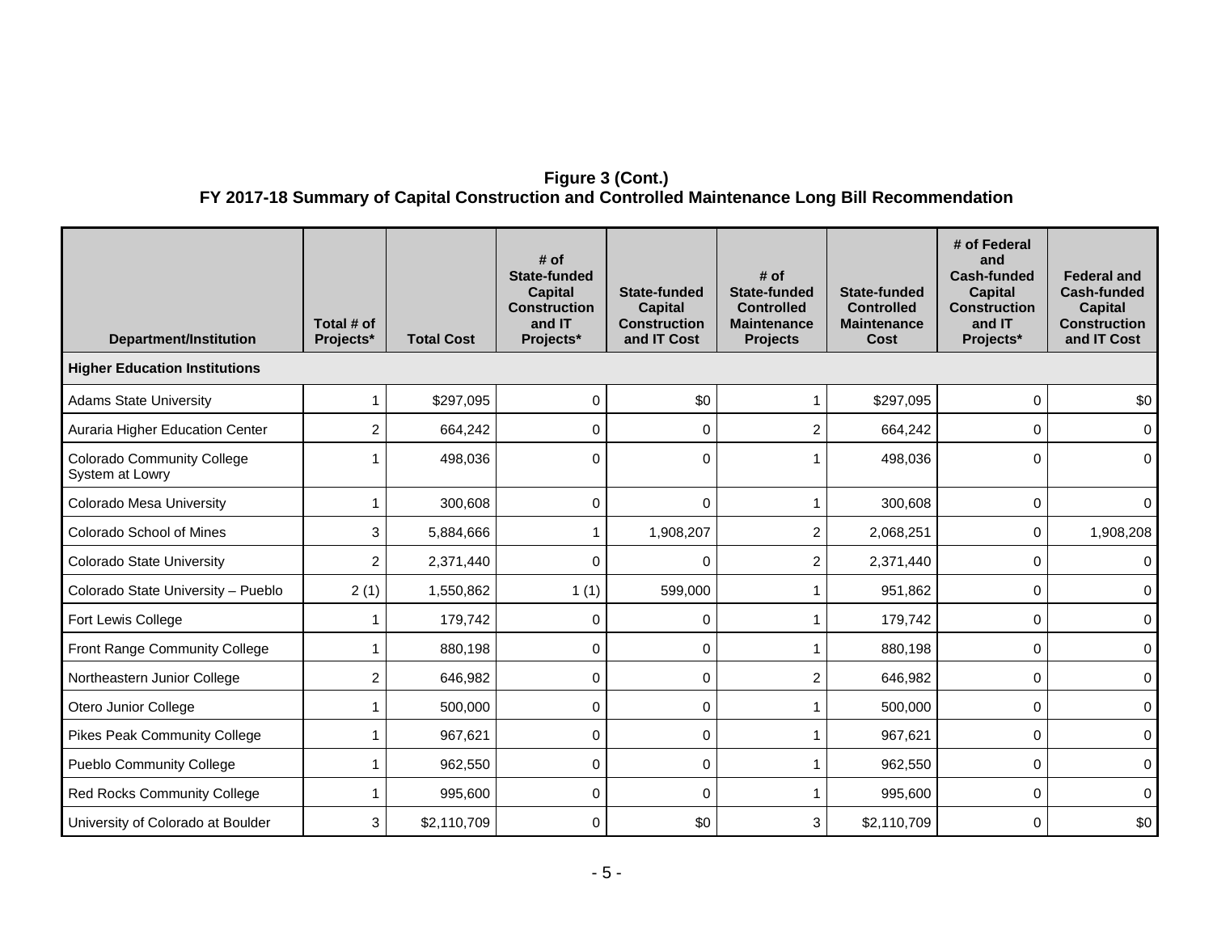**Figure 3 (Cont.)**
**FY 2017-18 Summary of Capital Construction and Controlled Maintenance Long Bill Recommendation**

| Department/Institution | Total # of Projects* | Total Cost | # of State-funded Capital Construction and IT Projects* | State-funded Capital Construction and IT Cost | # of State-funded Controlled Maintenance Projects | State-funded Controlled Maintenance Cost | # of Federal and Cash-funded Capital Construction and IT Projects* | Federal and Cash-funded Capital Construction and IT Cost |
|---|---|---|---|---|---|---|---|---|
| **Higher Education Institutions** | | | | | | | | |
| Adams State University | 1 | $297,095 | 0 | $0 | 1 | $297,095 | 0 | $0 |
| Auraria Higher Education Center | 2 | 664,242 | 0 | 0 | 2 | 664,242 | 0 | 0 |
| Colorado Community College System at Lowry | 1 | 498,036 | 0 | 0 | 1 | 498,036 | 0 | 0 |
| Colorado Mesa University | 1 | 300,608 | 0 | 0 | 1 | 300,608 | 0 | 0 |
| Colorado School of Mines | 3 | 5,884,666 | 1 | 1,908,207 | 2 | 2,068,251 | 0 | 1,908,208 |
| Colorado State University | 2 | 2,371,440 | 0 | 0 | 2 | 2,371,440 | 0 | 0 |
| Colorado State University – Pueblo | 2 (1) | 1,550,862 | 1 (1) | 599,000 | 1 | 951,862 | 0 | 0 |
| Fort Lewis College | 1 | 179,742 | 0 | 0 | 1 | 179,742 | 0 | 0 |
| Front Range Community College | 1 | 880,198 | 0 | 0 | 1 | 880,198 | 0 | 0 |
| Northeastern Junior College | 2 | 646,982 | 0 | 0 | 2 | 646,982 | 0 | 0 |
| Otero Junior College | 1 | 500,000 | 0 | 0 | 1 | 500,000 | 0 | 0 |
| Pikes Peak Community College | 1 | 967,621 | 0 | 0 | 1 | 967,621 | 0 | 0 |
| Pueblo Community College | 1 | 962,550 | 0 | 0 | 1 | 962,550 | 0 | 0 |
| Red Rocks Community College | 1 | 995,600 | 0 | 0 | 1 | 995,600 | 0 | 0 |
| University of Colorado at Boulder | 3 | $2,110,709 | 0 | $0 | 3 | $2,110,709 | 0 | $0 |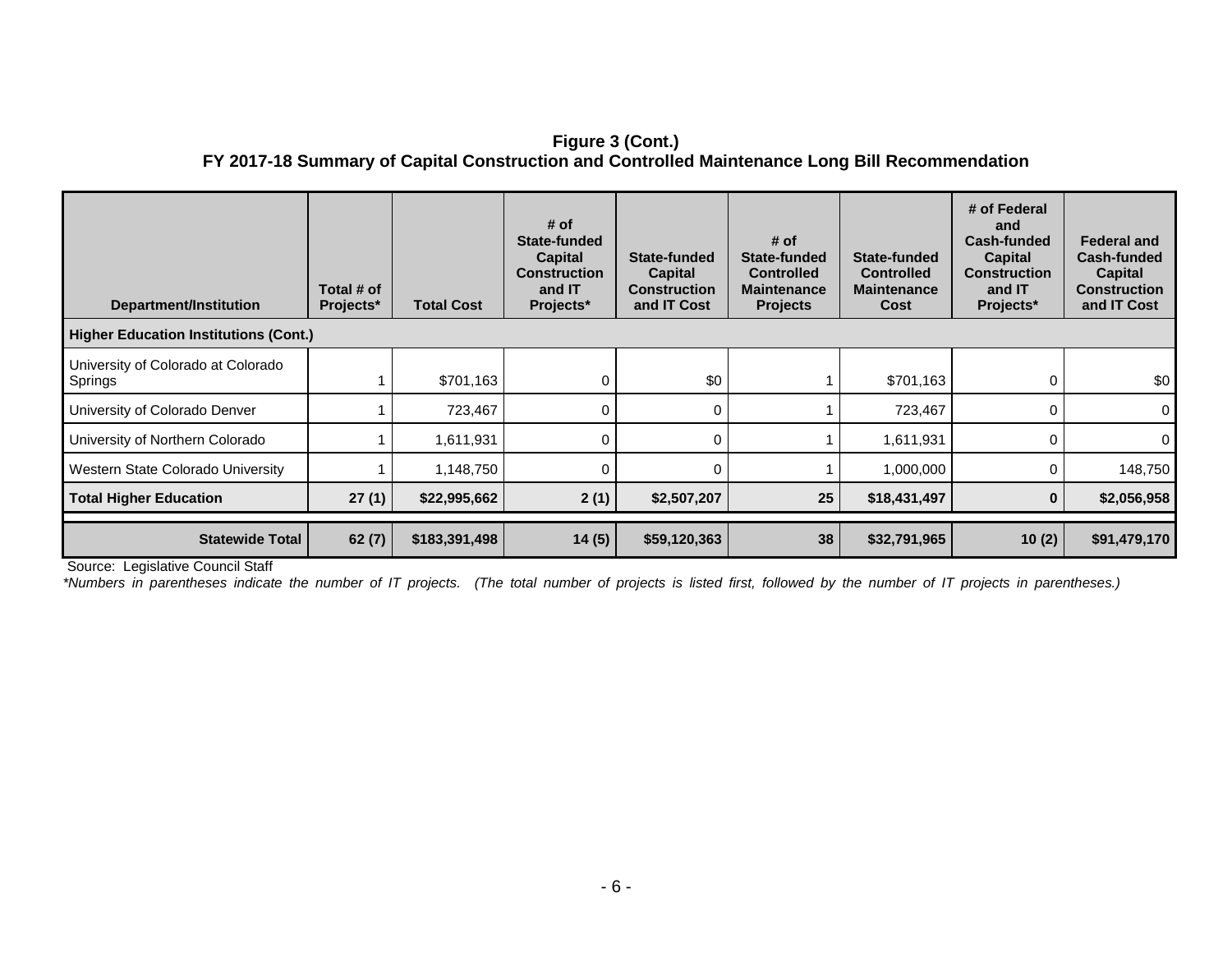**Figure 3 (Cont.)**
**FY 2017-18 Summary of Capital Construction and Controlled Maintenance Long Bill Recommendation**

| Department/Institution | Total # of Projects* | Total Cost | # of State-funded Capital Construction and IT Projects* | State-funded Capital Construction and IT Cost | # of State-funded Controlled Maintenance Projects | State-funded Controlled Maintenance Cost | # of Federal and Cash-funded Capital Construction and IT Projects* | Federal and Cash-funded Capital Construction and IT Cost |
|---|---|---|---|---|---|---|---|---|
| **Higher Education Institutions (Cont.)** | | | | | | | | |
| University of Colorado at Colorado Springs | 1 | $701,163 | 0 | $0 | 1 | $701,163 | 0 | $0 |
| University of Colorado Denver | 1 | 723,467 | 0 | 0 | 1 | 723,467 | 0 | 0 |
| University of Northern Colorado | 1 | 1,611,931 | 0 | 0 | 1 | 1,611,931 | 0 | 0 |
| Western State Colorado University | 1 | 1,148,750 | 0 | 0 | 1 | 1,000,000 | 0 | 148,750 |
| **Total Higher Education** | **27 (1)** | **$22,995,662** | **2 (1)** | **$2,507,207** | **25** | **$18,431,497** | **0** | **$2,056,958** |
| **Statewide Total** | **62 (7)** | **$183,391,498** | **14 (5)** | **$59,120,363** | **38** | **$32,791,965** | **10 (2)** | **$91,479,170** |

Source: Legislative Council Staff

*\*Numbers in parentheses indicate the number of IT projects. (The total number of projects is listed first, followed by the number of IT projects in parentheses.)*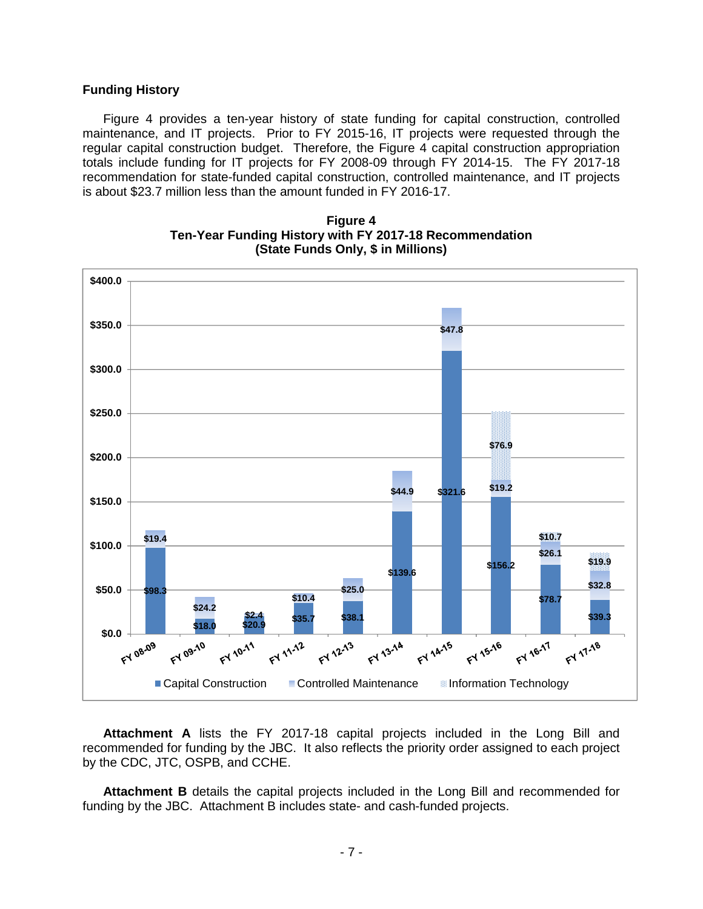**Funding History**

Figure 4 provides a ten-year history of state funding for capital construction, controlled maintenance, and IT projects. Prior to FY 2015-16, IT projects were requested through the regular capital construction budget. Therefore, the Figure 4 capital construction appropriation totals include funding for IT projects for FY 2008-09 through FY 2014-15. The FY 2017-18 recommendation for state-funded capital construction, controlled maintenance, and IT projects is about $23.7 million less than the amount funded in FY 2016-17.

**Figure 4**
**Ten-Year Funding History with FY 2017-18 Recommendation**
**(State Funds Only, $ in Millions)**

| Fiscal Year | Capital Construction | Controlled Maintenance | Information Technology |
|---|---|---|---|
| FY 08-09 | $98.3 | $19.4 | |
| FY 09-10 | $18.0 | $24.2 | |
| FY 10-11 | $20.9 | $2.4 | |
| FY 11-12 | $35.7 | $10.4 | |
| FY 12-13 | $38.1 | $25.0 | |
| FY 13-14 | $139.6 | $44.9 | |
| FY 14-15 | $321.6 | $47.8 | |
| FY 15-16 | $156.2 | $19.2 | $76.9 |
| FY 16-17 | $78.7 | $26.1 | $10.7 |
| FY 17-18 | $39.3 | $32.8 | $19.9 |

**Attachment A** lists the FY 2017-18 capital projects included in the Long Bill and recommended for funding by the JBC. It also reflects the priority order assigned to each project by the CDC, JTC, OSPB, and CCHE.

**Attachment B** details the capital projects included in the Long Bill and recommended for funding by the JBC. Attachment B includes state- and cash-funded projects.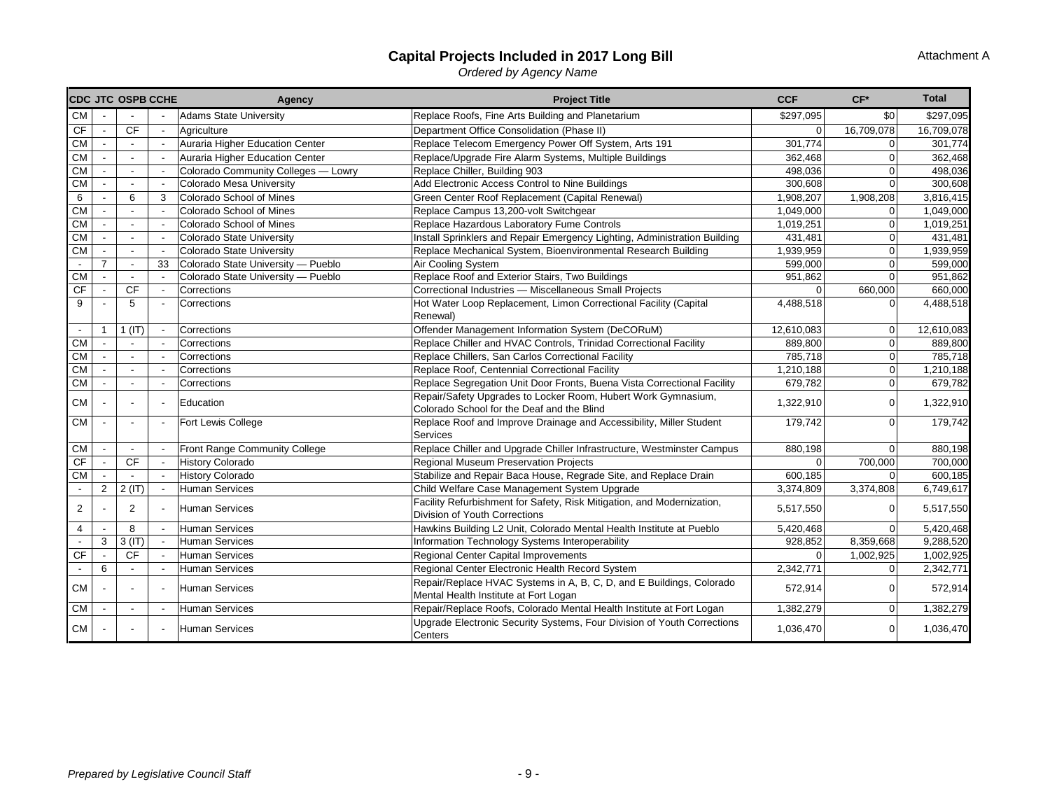# Capital Projects Included in 2017 Long Bill

*Ordered by Agency Name*

Attachment A

| CDC | JTC | OSPB | CCHE | Agency | Project Title | CCF | CF* | Total |
|---|---|---|---|---|---|---|---|---|
| CM | - | - | - | Adams State University | Replace Roofs, Fine Arts Building and Planetarium | $297,095 | $0 | $297,095 |
| CF | - | CF | - | Agriculture | Department Office Consolidation (Phase II) | 0 | 16,709,078 | 16,709,078 |
| CM | - | - | - | Auraria Higher Education Center | Replace Telecom Emergency Power Off System, Arts 191 | 301,774 | 0 | 301,774 |
| CM | - | - | - | Auraria Higher Education Center | Replace/Upgrade Fire Alarm Systems, Multiple Buildings | 362,468 | 0 | 362,468 |
| CM | - | - | - | Colorado Community Colleges — Lowry | Replace Chiller, Building 903 | 498,036 | 0 | 498,036 |
| CM | - | - | - | Colorado Mesa University | Add Electronic Access Control to Nine Buildings | 300,608 | 0 | 300,608 |
| 6 | - | 6 | 3 | Colorado School of Mines | Green Center Roof Replacement (Capital Renewal) | 1,908,207 | 1,908,208 | 3,816,415 |
| CM | - | - | - | Colorado School of Mines | Replace Campus 13,200-volt Switchgear | 1,049,000 | 0 | 1,049,000 |
| CM | - | - | - | Colorado School of Mines | Replace Hazardous Laboratory Fume Controls | 1,019,251 | 0 | 1,019,251 |
| CM | - | - | - | Colorado State University | Install Sprinklers and Repair Emergency Lighting, Administration Building | 431,481 | 0 | 431,481 |
| CM | - | - | - | Colorado State University | Replace Mechanical System, Bioenvironmental Research Building | 1,939,959 | 0 | 1,939,959 |
| - | 7 | - | 33 | Colorado State University — Pueblo | Air Cooling System | 599,000 | 0 | 599,000 |
| CM | - | - | - | Colorado State University — Pueblo | Replace Roof and Exterior Stairs, Two Buildings | 951,862 | 0 | 951,862 |
| CF | - | CF | - | Corrections | Correctional Industries — Miscellaneous Small Projects | 0 | 660,000 | 660,000 |
| 9 | - | 5 | - | Corrections | Hot Water Loop Replacement, Limon Correctional Facility (Capital Renewal) | 4,488,518 | 0 | 4,488,518 |
| - | 1 | 1 (IT) | - | Corrections | Offender Management Information System (DeCORuM) | 12,610,083 | 0 | 12,610,083 |
| CM | - | - | - | Corrections | Replace Chiller and HVAC Controls, Trinidad Correctional Facility | 889,800 | 0 | 889,800 |
| CM | - | - | - | Corrections | Replace Chillers, San Carlos Correctional Facility | 785,718 | 0 | 785,718 |
| CM | - | - | - | Corrections | Replace Roof, Centennial Correctional Facility | 1,210,188 | 0 | 1,210,188 |
| CM | - | - | - | Corrections | Replace Segregation Unit Door Fronts, Buena Vista Correctional Facility | 679,782 | 0 | 679,782 |
| CM | - | - | - | Education | Repair/Safety Upgrades to Locker Room, Hubert Work Gymnasium, Colorado School for the Deaf and the Blind | 1,322,910 | 0 | 1,322,910 |
| CM | - | - | - | Fort Lewis College | Replace Roof and Improve Drainage and Accessibility, Miller Student Services | 179,742 | 0 | 179,742 |
| CM | - | - | - | Front Range Community College | Replace Chiller and Upgrade Chiller Infrastructure, Westminster Campus | 880,198 | 0 | 880,198 |
| CF | - | CF | - | History Colorado | Regional Museum Preservation Projects | 0 | 700,000 | 700,000 |
| CM | - | - | - | History Colorado | Stabilize and Repair Baca House, Regrade Site, and Replace Drain | 600,185 | 0 | 600,185 |
| - | 2 | 2 (IT) | - | Human Services | Child Welfare Case Management System Upgrade | 3,374,809 | 3,374,808 | 6,749,617 |
| 2 | - | 2 | - | Human Services | Facility Refurbishment for Safety, Risk Mitigation, and Modernization, Division of Youth Corrections | 5,517,550 | 0 | 5,517,550 |
| 4 | - | 8 | - | Human Services | Hawkins Building L2 Unit, Colorado Mental Health Institute at Pueblo | 5,420,468 | 0 | 5,420,468 |
| - | 3 | 3 (IT) | - | Human Services | Information Technology Systems Interoperability | 928,852 | 8,359,668 | 9,288,520 |
| CF | - | CF | - | Human Services | Regional Center Capital Improvements | 0 | 1,002,925 | 1,002,925 |
| - | 6 | - | - | Human Services | Regional Center Electronic Health Record System | 2,342,771 | 0 | 2,342,771 |
| CM | - | - | - | Human Services | Repair/Replace HVAC Systems in A, B, C, D, and E Buildings, Colorado Mental Health Institute at Fort Logan | 572,914 | 0 | 572,914 |
| CM | - | - | - | Human Services | Repair/Replace Roofs, Colorado Mental Health Institute at Fort Logan | 1,382,279 | 0 | 1,382,279 |
| CM | - | - | - | Human Services | Upgrade Electronic Security Systems, Four Division of Youth Corrections Centers | 1,036,470 | 0 | 1,036,470 |

*Prepared by Legislative Council Staff*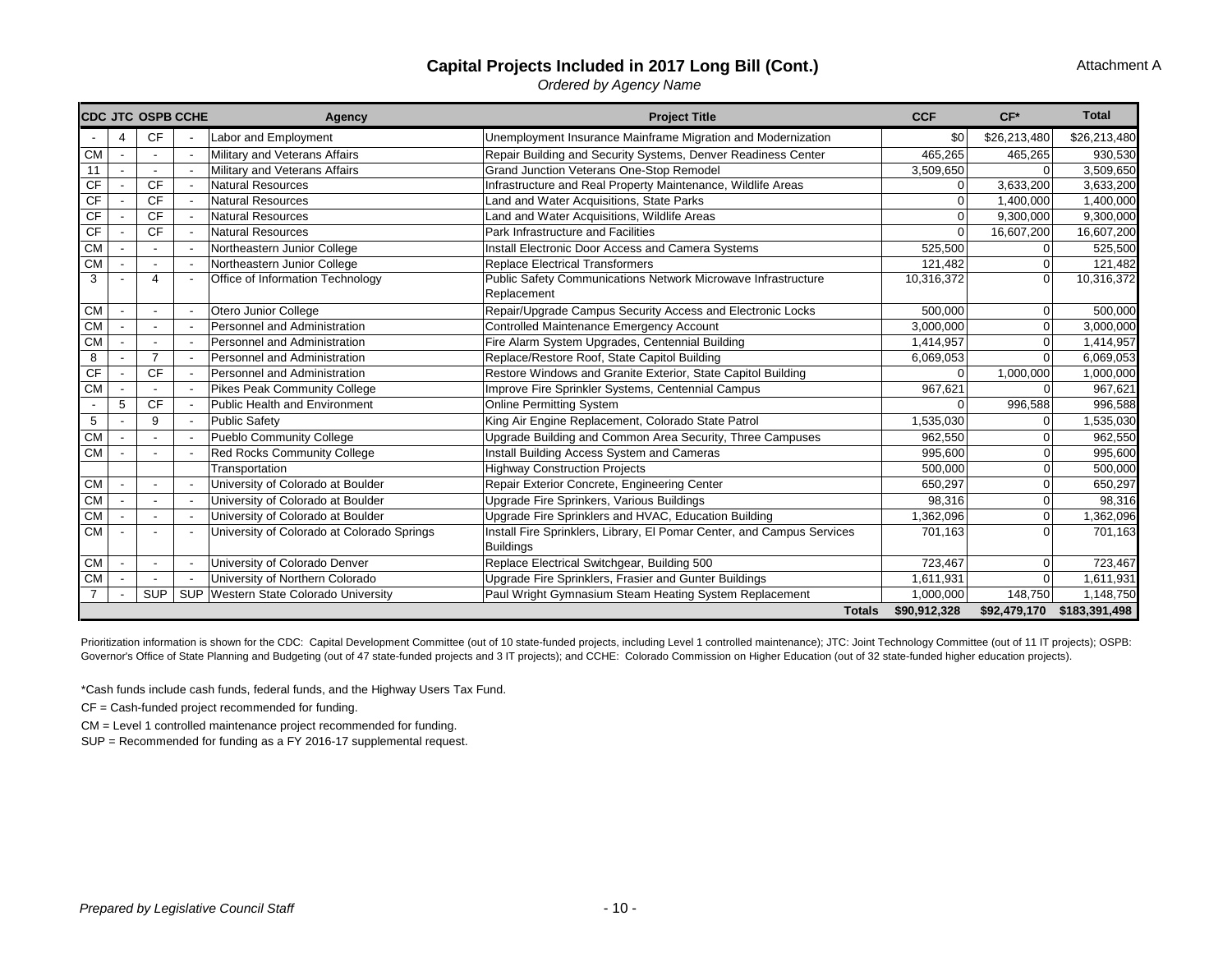Attachment A

# Capital Projects Included in 2017 Long Bill (Cont.)

*Ordered by Agency Name*

| CDC | JTC | OSPB | CCHE | Agency | Project Title | CCF | CF* | Total |
|---|---|---|---|---|---|---|---|---|
| - | 4 | CF | - | Labor and Employment | Unemployment Insurance Mainframe Migration and Modernization | $0 | $26,213,480 | $26,213,480 |
| CM | - | - | - | Military and Veterans Affairs | Repair Building and Security Systems, Denver Readiness Center | 465,265 | 465,265 | 930,530 |
| 11 | - | - | - | Military and Veterans Affairs | Grand Junction Veterans One-Stop Remodel | 3,509,650 | 0 | 3,509,650 |
| CF | - | CF | - | Natural Resources | Infrastructure and Real Property Maintenance, Wildlife Areas | 0 | 3,633,200 | 3,633,200 |
| CF | - | CF | - | Natural Resources | Land and Water Acquisitions, State Parks | 0 | 1,400,000 | 1,400,000 |
| CF | - | CF | - | Natural Resources | Land and Water Acquisitions, Wildlife Areas | 0 | 9,300,000 | 9,300,000 |
| CF | - | CF | - | Natural Resources | Park Infrastructure and Facilities | 0 | 16,607,200 | 16,607,200 |
| CM | - | - | - | Northeastern Junior College | Install Electronic Door Access and Camera Systems | 525,500 | 0 | 525,500 |
| CM | - | - | - | Northeastern Junior College | Replace Electrical Transformers | 121,482 | 0 | 121,482 |
| 3 | - | 4 | - | Office of Information Technology | Public Safety Communications Network Microwave Infrastructure Replacement | 10,316,372 | 0 | 10,316,372 |
| CM | - | - | - | Otero Junior College | Repair/Upgrade Campus Security Access and Electronic Locks | 500,000 | 0 | 500,000 |
| CM | - | - | - | Personnel and Administration | Controlled Maintenance Emergency Account | 3,000,000 | 0 | 3,000,000 |
| CM | - | - | - | Personnel and Administration | Fire Alarm System Upgrades, Centennial Building | 1,414,957 | 0 | 1,414,957 |
| 8 | - | 7 | - | Personnel and Administration | Replace/Restore Roof, State Capitol Building | 6,069,053 | 0 | 6,069,053 |
| CF | - | CF | - | Personnel and Administration | Restore Windows and Granite Exterior, State Capitol Building | 0 | 1,000,000 | 1,000,000 |
| CM | - | - | - | Pikes Peak Community College | Improve Fire Sprinkler Systems, Centennial Campus | 967,621 | 0 | 967,621 |
| - | 5 | CF | - | Public Health and Environment | Online Permitting System | 0 | 996,588 | 996,588 |
| 5 | - | 9 | - | Public Safety | King Air Engine Replacement, Colorado State Patrol | 1,535,030 | 0 | 1,535,030 |
| CM | - | - | - | Pueblo Community College | Upgrade Building and Common Area Security, Three Campuses | 962,550 | 0 | 962,550 |
| CM | - | - | - | Red Rocks Community College | Install Building Access System and Cameras | 995,600 | 0 | 995,600 |
| | | | | Transportation | Highway Construction Projects | 500,000 | 0 | 500,000 |
| CM | - | - | - | University of Colorado at Boulder | Repair Exterior Concrete, Engineering Center | 650,297 | 0 | 650,297 |
| CM | - | - | - | University of Colorado at Boulder | Upgrade Fire Sprinkers, Various Buildings | 98,316 | 0 | 98,316 |
| CM | - | - | - | University of Colorado at Boulder | Upgrade Fire Sprinklers and HVAC, Education Building | 1,362,096 | 0 | 1,362,096 |
| CM | - | - | - | University of Colorado at Colorado Springs | Install Fire Sprinklers, Library, El Pomar Center, and Campus Services Buildings | 701,163 | 0 | 701,163 |
| CM | - | - | - | University of Colorado Denver | Replace Electrical Switchgear, Building 500 | 723,467 | 0 | 723,467 |
| CM | - | - | - | University of Northern Colorado | Upgrade Fire Sprinklers, Frasier and Gunter Buildings | 1,611,931 | 0 | 1,611,931 |
| 7 | - | SUP | SUP | Western State Colorado University | Paul Wright Gymnasium Steam Heating System Replacement | 1,000,000 | 148,750 | 1,148,750 |
| | | | | | **Totals** | **$90,912,328** | **$92,479,170** | **$183,391,498** |

Prioritization information is shown for the CDC: Capital Development Committee (out of 10 state-funded projects, including Level 1 controlled maintenance); JTC: Joint Technology Committee (out of 11 IT projects); OSPB: Governor's Office of State Planning and Budgeting (out of 47 state-funded projects and 3 IT projects); and CCHE: Colorado Commission on Higher Education (out of 32 state-funded higher education projects).

*Cash funds include cash funds, federal funds, and the Highway Users Tax Fund.

CF = Cash-funded project recommended for funding.

CM = Level 1 controlled maintenance project recommended for funding.

SUP = Recommended for funding as a FY 2016-17 supplemental request.

*Prepared by Legislative Council Staff*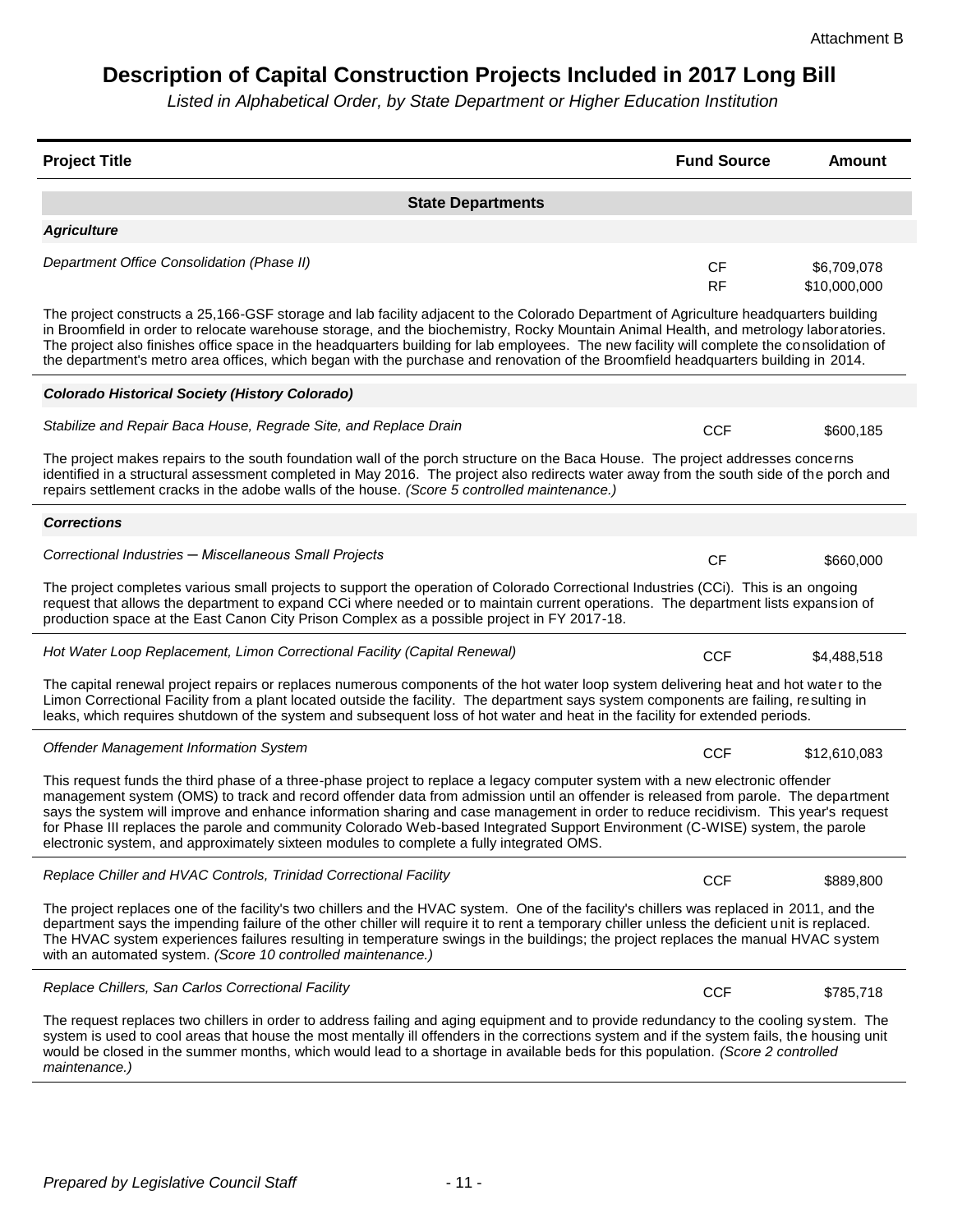Attachment B

# Description of Capital Construction Projects Included in 2017 Long Bill

*Listed in Alphabetical Order, by State Department or Higher Education Institution*

| Project Title | Fund Source | Amount |
|---|---|---|

## State Departments

### *Agriculture*

| *Department Office Consolidation (Phase II)* | CF<br>RF | $6,709,078<br>$10,000,000 |
|---|---|---|

The project constructs a 25,166-GSF storage and lab facility adjacent to the Colorado Department of Agriculture headquarters building in Broomfield in order to relocate warehouse storage, and the biochemistry, Rocky Mountain Animal Health, and metrology laboratories. The project also finishes office space in the headquarters building for lab employees. The new facility will complete the consolidation of the department's metro area offices, which began with the purchase and renovation of the Broomfield headquarters building in 2014.

### *Colorado Historical Society (History Colorado)*

| *Stabilize and Repair Baca House, Regrade Site, and Replace Drain* | CCF | $600,185 |
|---|---|---|

The project makes repairs to the south foundation wall of the porch structure on the Baca House. The project addresses concerns identified in a structural assessment completed in May 2016. The project also redirects water away from the south side of the porch and repairs settlement cracks in the adobe walls of the house. *(Score 5 controlled maintenance.)*

### *Corrections*

| *Correctional Industries – Miscellaneous Small Projects* | CF | $660,000 |
|---|---|---|

The project completes various small projects to support the operation of Colorado Correctional Industries (CCi). This is an ongoing request that allows the department to expand CCi where needed or to maintain current operations. The department lists expansion of production space at the East Canon City Prison Complex as a possible project in FY 2017-18.

| *Hot Water Loop Replacement, Limon Correctional Facility (Capital Renewal)* | CCF | $4,488,518 |
|---|---|---|

The capital renewal project repairs or replaces numerous components of the hot water loop system delivering heat and hot water to the Limon Correctional Facility from a plant located outside the facility. The department says system components are failing, resulting in leaks, which requires shutdown of the system and subsequent loss of hot water and heat in the facility for extended periods.

| *Offender Management Information System* | CCF | $12,610,083 |
|---|---|---|

This request funds the third phase of a three-phase project to replace a legacy computer system with a new electronic offender management system (OMS) to track and record offender data from admission until an offender is released from parole. The department says the system will improve and enhance information sharing and case management in order to reduce recidivism. This year's request for Phase III replaces the parole and community Colorado Web-based Integrated Support Environment (C-WISE) system, the parole electronic system, and approximately sixteen modules to complete a fully integrated OMS.

| *Replace Chiller and HVAC Controls, Trinidad Correctional Facility* | CCF | $889,800 |
|---|---|---|

The project replaces one of the facility's two chillers and the HVAC system. One of the facility's chillers was replaced in 2011, and the department says the impending failure of the other chiller will require it to rent a temporary chiller unless the deficient unit is replaced. The HVAC system experiences failures resulting in temperature swings in the buildings; the project replaces the manual HVAC system with an automated system. *(Score 10 controlled maintenance.)*

| *Replace Chillers, San Carlos Correctional Facility* | CCF | $785,718 |
|---|---|---|

The request replaces two chillers in order to address failing and aging equipment and to provide redundancy to the cooling system. The system is used to cool areas that house the most mentally ill offenders in the corrections system and if the system fails, the housing unit would be closed in the summer months, which would lead to a shortage in available beds for this population. *(Score 2 controlled maintenance.)*

*Prepared by Legislative Council Staff*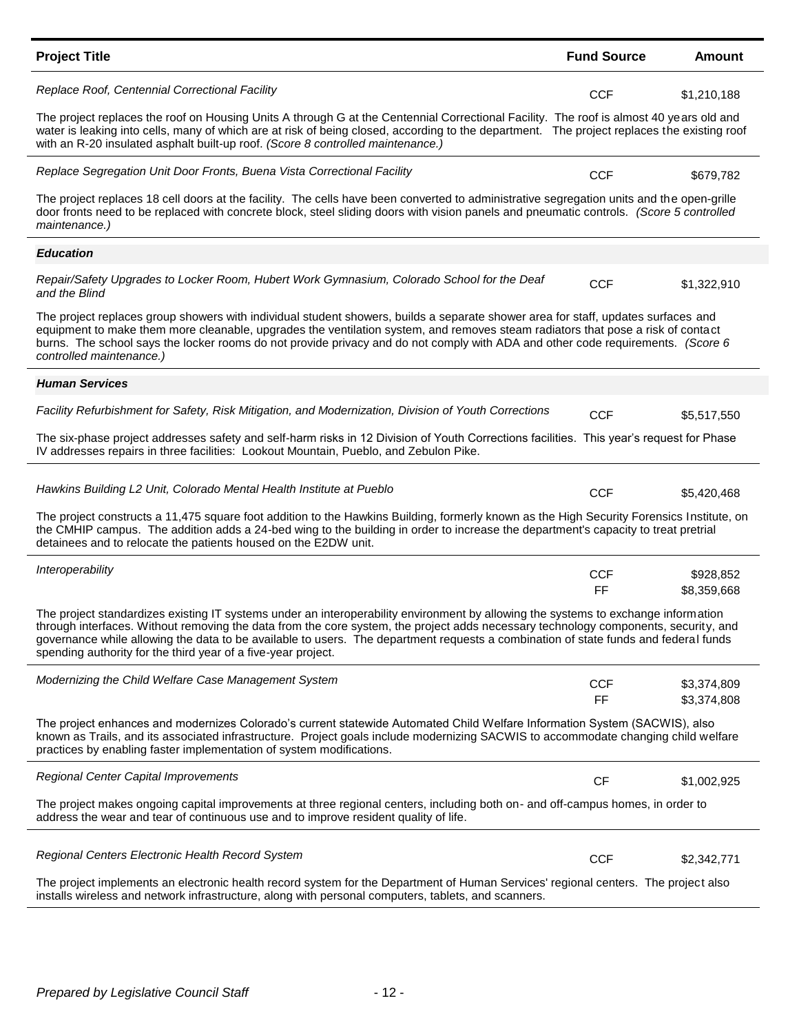| Project Title | Fund Source | Amount |
| --- | --- | --- |
| *Replace Roof, Centennial Correctional Facility* | CCF | $1,210,188 |
| The project replaces the roof on Housing Units A through G at the Centennial Correctional Facility. The roof is almost 40 years old and water is leaking into cells, many of which are at risk of being closed, according to the department. The project replaces the existing roof with an R-20 insulated asphalt built-up roof. *(Score 8 controlled maintenance.)* | | |
| *Replace Segregation Unit Door Fronts, Buena Vista Correctional Facility* | CCF | $679,782 |
| The project replaces 18 cell doors at the facility. The cells have been converted to administrative segregation units and the open-grille door fronts need to be replaced with concrete block, steel sliding doors with vision panels and pneumatic controls. *(Score 5 controlled maintenance.)* | | |
| ***Education*** | | |
| *Repair/Safety Upgrades to Locker Room, Hubert Work Gymnasium, Colorado School for the Deaf and the Blind* | CCF | $1,322,910 |
| The project replaces group showers with individual student showers, builds a separate shower area for staff, updates surfaces and equipment to make them more cleanable, upgrades the ventilation system, and removes steam radiators that pose a risk of contact burns. The school says the locker rooms do not provide privacy and do not comply with ADA and other code requirements. *(Score 6 controlled maintenance.)* | | |
| ***Human Services*** | | |
| *Facility Refurbishment for Safety, Risk Mitigation, and Modernization, Division of Youth Corrections* | CCF | $5,517,550 |
| The six-phase project addresses safety and self-harm risks in 12 Division of Youth Corrections facilities. This year's request for Phase IV addresses repairs in three facilities: Lookout Mountain, Pueblo, and Zebulon Pike. | | |
| *Hawkins Building L2 Unit, Colorado Mental Health Institute at Pueblo* | CCF | $5,420,468 |
| The project constructs a 11,475 square foot addition to the Hawkins Building, formerly known as the High Security Forensics Institute, on the CMHIP campus. The addition adds a 24-bed wing to the building in order to increase the department's capacity to treat pretrial detainees and to relocate the patients housed on the E2DW unit. | | |
| *Interoperability* | CCF<br>FF | $928,852<br>$8,359,668 |
| The project standardizes existing IT systems under an interoperability environment by allowing the systems to exchange information through interfaces. Without removing the data from the core system, the project adds necessary technology components, security, and governance while allowing the data to be available to users. The department requests a combination of state funds and federal funds spending authority for the third year of a five-year project. | | |
| *Modernizing the Child Welfare Case Management System* | CCF<br>FF | $3,374,809<br>$3,374,808 |
| The project enhances and modernizes Colorado's current statewide Automated Child Welfare Information System (SACWIS), also known as Trails, and its associated infrastructure. Project goals include modernizing SACWIS to accommodate changing child welfare practices by enabling faster implementation of system modifications. | | |
| *Regional Center Capital Improvements* | CF | $1,002,925 |
| The project makes ongoing capital improvements at three regional centers, including both on- and off-campus homes, in order to address the wear and tear of continuous use and to improve resident quality of life. | | |
| *Regional Centers Electronic Health Record System* | CCF | $2,342,771 |
| The project implements an electronic health record system for the Department of Human Services' regional centers. The project also installs wireless and network infrastructure, along with personal computers, tablets, and scanners. | | |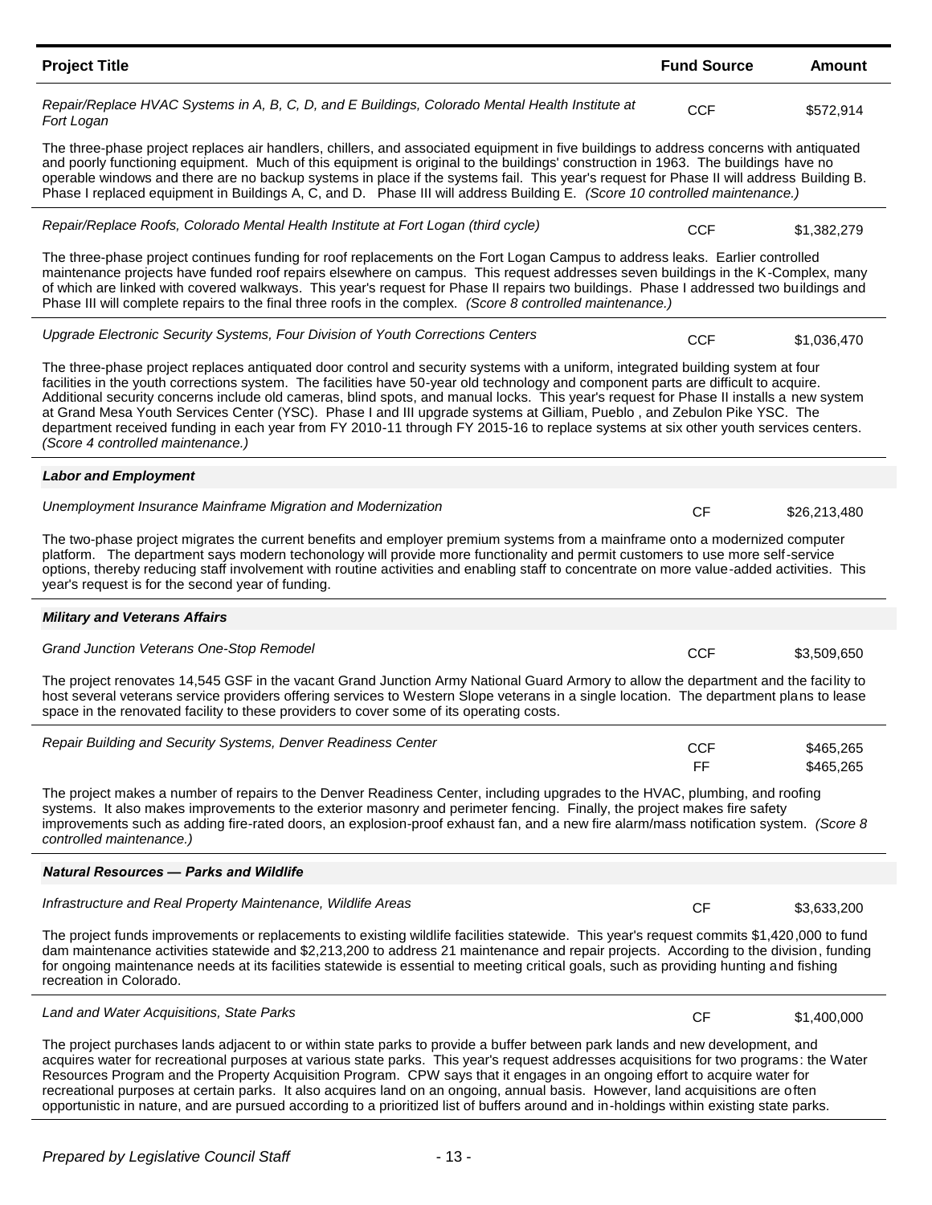| Project Title | Fund Source | Amount |
|---|---|---|
| *Repair/Replace HVAC Systems in A, B, C, D, and E Buildings, Colorado Mental Health Institute at Fort Logan* | CCF | $572,914 |
| The three-phase project replaces air handlers, chillers, and associated equipment in five buildings to address concerns with antiquated and poorly functioning equipment. Much of this equipment is original to the buildings' construction in 1963. The buildings have no operable windows and there are no backup systems in place if the systems fail. This year's request for Phase II will address Building B. Phase I replaced equipment in Buildings A, C, and D. Phase III will address Building E. *(Score 10 controlled maintenance.)* | | |
| *Repair/Replace Roofs, Colorado Mental Health Institute at Fort Logan (third cycle)* | CCF | $1,382,279 |
| The three-phase project continues funding for roof replacements on the Fort Logan Campus to address leaks. Earlier controlled maintenance projects have funded roof repairs elsewhere on campus. This request addresses seven buildings in the K-Complex, many of which are linked with covered walkways. This year's request for Phase II repairs two buildings. Phase I addressed two buildings and Phase III will complete repairs to the final three roofs in the complex. *(Score 8 controlled maintenance.)* | | |
| *Upgrade Electronic Security Systems, Four Division of Youth Corrections Centers* | CCF | $1,036,470 |
| The three-phase project replaces antiquated door control and security systems with a uniform, integrated building system at four facilities in the youth corrections system. The facilities have 50-year old technology and component parts are difficult to acquire. Additional security concerns include old cameras, blind spots, and manual locks. This year's request for Phase II installs a new system at Grand Mesa Youth Services Center (YSC). Phase I and III upgrade systems at Gilliam, Pueblo , and Zebulon Pike YSC. The department received funding in each year from FY 2010-11 through FY 2015-16 to replace systems at six other youth services centers. *(Score 4 controlled maintenance.)* | | |
| ***Labor and Employment*** | | |
| *Unemployment Insurance Mainframe Migration and Modernization* | CF | $26,213,480 |
| The two-phase project migrates the current benefits and employer premium systems from a mainframe onto a modernized computer platform. The department says modern techonology will provide more functionality and permit customers to use more self-service options, thereby reducing staff involvement with routine activities and enabling staff to concentrate on more value-added activities. This year's request is for the second year of funding. | | |
| ***Military and Veterans Affairs*** | | |
| *Grand Junction Veterans One-Stop Remodel* | CCF | $3,509,650 |
| The project renovates 14,545 GSF in the vacant Grand Junction Army National Guard Armory to allow the department and the facility to host several veterans service providers offering services to Western Slope veterans in a single location. The department plans to lease space in the renovated facility to these providers to cover some of its operating costs. | | |
| *Repair Building and Security Systems, Denver Readiness Center* | CCF<br>FF | $465,265<br>$465,265 |
| The project makes a number of repairs to the Denver Readiness Center, including upgrades to the HVAC, plumbing, and roofing systems. It also makes improvements to the exterior masonry and perimeter fencing. Finally, the project makes fire safety improvements such as adding fire-rated doors, an explosion-proof exhaust fan, and a new fire alarm/mass notification system. *(Score 8 controlled maintenance.)* | | |
| ***Natural Resources — Parks and Wildlife*** | | |
| *Infrastructure and Real Property Maintenance, Wildlife Areas* | CF | $3,633,200 |
| The project funds improvements or replacements to existing wildlife facilities statewide. This year's request commits $1,420,000 to fund dam maintenance activities statewide and $2,213,200 to address 21 maintenance and repair projects. According to the division, funding for ongoing maintenance needs at its facilities statewide is essential to meeting critical goals, such as providing hunting and fishing recreation in Colorado. | | |
| *Land and Water Acquisitions, State Parks* | CF | $1,400,000 |
| The project purchases lands adjacent to or within state parks to provide a buffer between park lands and new development, and acquires water for recreational purposes at various state parks. This year's request addresses acquisitions for two programs: the Water Resources Program and the Property Acquisition Program. CPW says that it engages in an ongoing effort to acquire water for recreational purposes at certain parks. It also acquires land on an ongoing, annual basis. However, land acquisitions are often opportunistic in nature, and are pursued according to a prioritized list of buffers around and in-holdings within existing state parks. | | |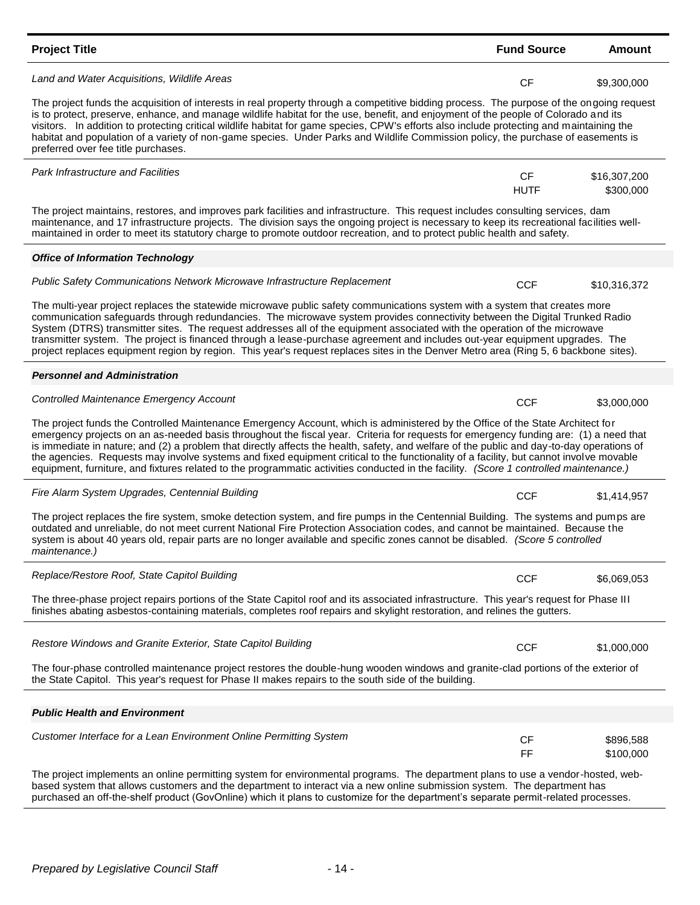| Project Title | Fund Source | Amount |
|---|---|---|
| *Land and Water Acquisitions, Wildlife Areas* | CF | $9,300,000 |
| The project funds the acquisition of interests in real property through a competitive bidding process. The purpose of the ongoing request is to protect, preserve, enhance, and manage wildlife habitat for the use, benefit, and enjoyment of the people of Colorado and its visitors. In addition to protecting critical wildlife habitat for game species, CPW's efforts also include protecting and maintaining the habitat and population of a variety of non-game species. Under Parks and Wildlife Commission policy, the purchase of easements is preferred over fee title purchases. | | |
| *Park Infrastructure and Facilities* | CF<br>HUTF | $16,307,200<br>$300,000 |
| The project maintains, restores, and improves park facilities and infrastructure. This request includes consulting services, dam maintenance, and 17 infrastructure projects. The division says the ongoing project is necessary to keep its recreational facilities well-maintained in order to meet its statutory charge to promote outdoor recreation, and to protect public health and safety. | | |
| ***Office of Information Technology*** | | |
| *Public Safety Communications Network Microwave Infrastructure Replacement* | CCF | $10,316,372 |
| The multi-year project replaces the statewide microwave public safety communications system with a system that creates more communication safeguards through redundancies. The microwave system provides connectivity between the Digital Trunked Radio System (DTRS) transmitter sites. The request addresses all of the equipment associated with the operation of the microwave transmitter system. The project is financed through a lease-purchase agreement and includes out-year equipment upgrades. The project replaces equipment region by region. This year's request replaces sites in the Denver Metro area (Ring 5, 6 backbone sites). | | |
| ***Personnel and Administration*** | | |
| *Controlled Maintenance Emergency Account* | CCF | $3,000,000 |
| The project funds the Controlled Maintenance Emergency Account, which is administered by the Office of the State Architect for emergency projects on an as-needed basis throughout the fiscal year. Criteria for requests for emergency funding are: (1) a need that is immediate in nature; and (2) a problem that directly affects the health, safety, and welfare of the public and day-to-day operations of the agencies. Requests may involve systems and fixed equipment critical to the functionality of a facility, but cannot involve movable equipment, furniture, and fixtures related to the programmatic activities conducted in the facility. *(Score 1 controlled maintenance.)* | | |
| *Fire Alarm System Upgrades, Centennial Building* | CCF | $1,414,957 |
| The project replaces the fire system, smoke detection system, and fire pumps in the Centennial Building. The systems and pumps are outdated and unreliable, do not meet current National Fire Protection Association codes, and cannot be maintained. Because the system is about 40 years old, repair parts are no longer available and specific zones cannot be disabled. *(Score 5 controlled maintenance.)* | | |
| *Replace/Restore Roof, State Capitol Building* | CCF | $6,069,053 |
| The three-phase project repairs portions of the State Capitol roof and its associated infrastructure. This year's request for Phase III finishes abating asbestos-containing materials, completes roof repairs and skylight restoration, and relines the gutters. | | |
| *Restore Windows and Granite Exterior, State Capitol Building* | CCF | $1,000,000 |
| The four-phase controlled maintenance project restores the double-hung wooden windows and granite-clad portions of the exterior of the State Capitol. This year's request for Phase II makes repairs to the south side of the building. | | |
| ***Public Health and Environment*** | | |
| *Customer Interface for a Lean Environment Online Permitting System* | CF<br>FF | $896,588<br>$100,000 |
| The project implements an online permitting system for environmental programs. The department plans to use a vendor-hosted, web-based system that allows customers and the department to interact via a new online submission system. The department has purchased an off-the-shelf product (GovOnline) which it plans to customize for the department's separate permit-related processes. | | |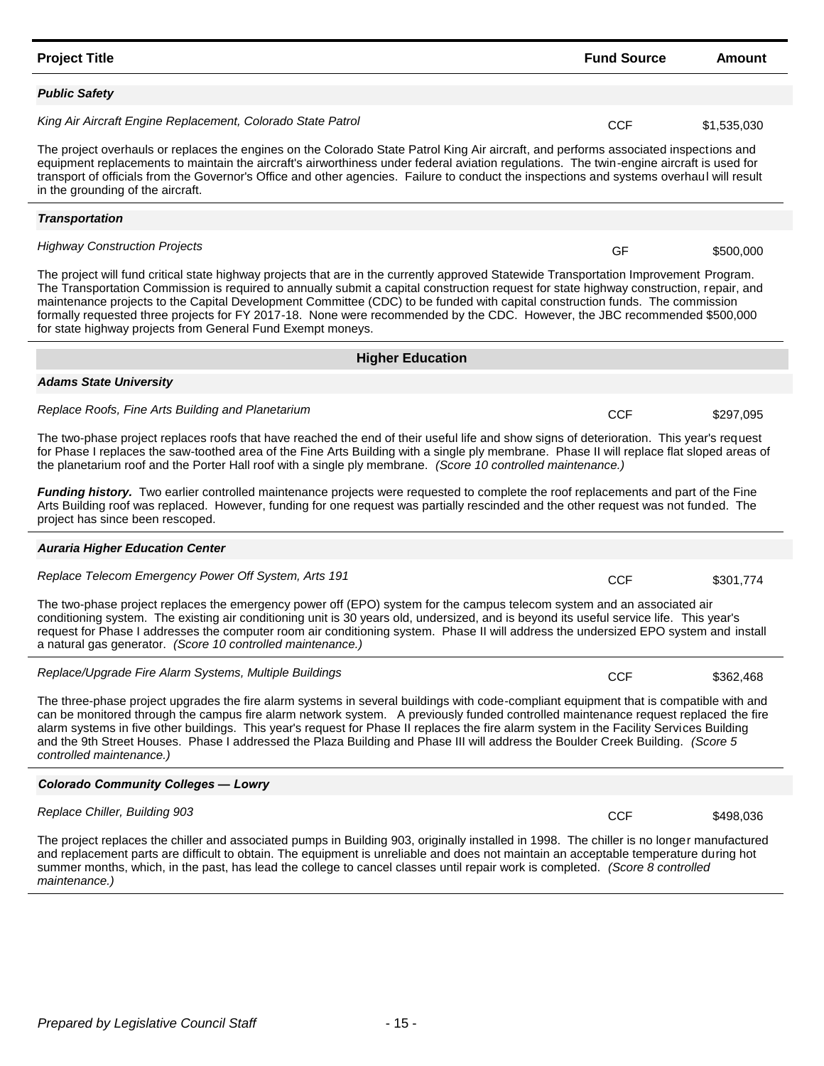| Project Title | Fund Source | Amount |
|---|---|---|
| ***Public Safety*** | | |
| *King Air Aircraft Engine Replacement, Colorado State Patrol* | CCF | $1,535,030 |

The project overhauls or replaces the engines on the Colorado State Patrol King Air aircraft, and performs associated inspections and equipment replacements to maintain the aircraft's airworthiness under federal aviation regulations. The twin-engine aircraft is used for transport of officials from the Governor's Office and other agencies. Failure to conduct the inspections and systems overhaul will result in the grounding of the aircraft.

| Project Title | Fund Source | Amount |
|---|---|---|
| ***Transportation*** | | |
| *Highway Construction Projects* | GF | $500,000 |

The project will fund critical state highway projects that are in the currently approved Statewide Transportation Improvement Program. The Transportation Commission is required to annually submit a capital construction request for state highway construction, repair, and maintenance projects to the Capital Development Committee (CDC) to be funded with capital construction funds. The commission formally requested three projects for FY 2017-18. None were recommended by the CDC. However, the JBC recommended $500,000 for state highway projects from General Fund Exempt moneys.

## Higher Education

| Project Title | Fund Source | Amount |
|---|---|---|
| ***Adams State University*** | | |
| *Replace Roofs, Fine Arts Building and Planetarium* | CCF | $297,095 |

The two-phase project replaces roofs that have reached the end of their useful life and show signs of deterioration. This year's request for Phase I replaces the saw-toothed area of the Fine Arts Building with a single ply membrane. Phase II will replace flat sloped areas of the planetarium roof and the Porter Hall roof with a single ply membrane. *(Score 10 controlled maintenance.)*

***Funding history.*** Two earlier controlled maintenance projects were requested to complete the roof replacements and part of the Fine Arts Building roof was replaced. However, funding for one request was partially rescinded and the other request was not funded. The project has since been rescoped.

| Project Title | Fund Source | Amount |
|---|---|---|
| ***Auraria Higher Education Center*** | | |
| *Replace Telecom Emergency Power Off System, Arts 191* | CCF | $301,774 |

The two-phase project replaces the emergency power off (EPO) system for the campus telecom system and an associated air conditioning system. The existing air conditioning unit is 30 years old, undersized, and is beyond its useful service life. This year's request for Phase I addresses the computer room air conditioning system. Phase II will address the undersized EPO system and install a natural gas generator. *(Score 10 controlled maintenance.)*

| Project Title | Fund Source | Amount |
|---|---|---|
| *Replace/Upgrade Fire Alarm Systems, Multiple Buildings* | CCF | $362,468 |

The three-phase project upgrades the fire alarm systems in several buildings with code-compliant equipment that is compatible with and can be monitored through the campus fire alarm network system. A previously funded controlled maintenance request replaced the fire alarm systems in five other buildings. This year's request for Phase II replaces the fire alarm system in the Facility Services Building and the 9th Street Houses. Phase I addressed the Plaza Building and Phase III will address the Boulder Creek Building. *(Score 5 controlled maintenance.)*

| Project Title | Fund Source | Amount |
|---|---|---|
| ***Colorado Community Colleges — Lowry*** | | |
| *Replace Chiller, Building 903* | CCF | $498,036 |

The project replaces the chiller and associated pumps in Building 903, originally installed in 1998. The chiller is no longer manufactured and replacement parts are difficult to obtain. The equipment is unreliable and does not maintain an acceptable temperature during hot summer months, which, in the past, has lead the college to cancel classes until repair work is completed. *(Score 8 controlled maintenance.)*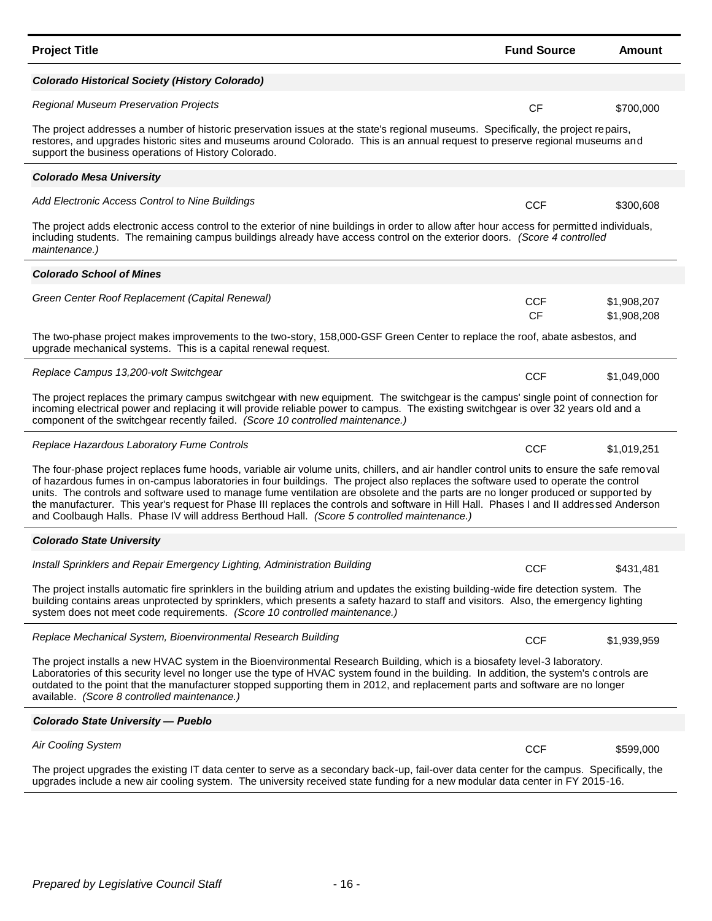| Project Title | Fund Source | Amount |
|---|---|---|
| ***Colorado Historical Society (History Colorado)*** | | |
| *Regional Museum Preservation Projects* | CF | $700,000 |
| The project addresses a number of historic preservation issues at the state's regional museums. Specifically, the project repairs, restores, and upgrades historic sites and museums around Colorado. This is an annual request to preserve regional museums and support the business operations of History Colorado. | | |
| ***Colorado Mesa University*** | | |
| *Add Electronic Access Control to Nine Buildings* | CCF | $300,608 |
| The project adds electronic access control to the exterior of nine buildings in order to allow after hour access for permitted individuals, including students. The remaining campus buildings already have access control on the exterior doors. *(Score 4 controlled maintenance.)* | | |
| ***Colorado School of Mines*** | | |
| *Green Center Roof Replacement (Capital Renewal)* | CCF<br>CF | $1,908,207<br>$1,908,208 |
| The two-phase project makes improvements to the two-story, 158,000-GSF Green Center to replace the roof, abate asbestos, and upgrade mechanical systems. This is a capital renewal request. | | |
| *Replace Campus 13,200-volt Switchgear* | CCF | $1,049,000 |
| The project replaces the primary campus switchgear with new equipment. The switchgear is the campus' single point of connection for incoming electrical power and replacing it will provide reliable power to campus. The existing switchgear is over 32 years old and a component of the switchgear recently failed. *(Score 10 controlled maintenance.)* | | |
| *Replace Hazardous Laboratory Fume Controls* | CCF | $1,019,251 |
| The four-phase project replaces fume hoods, variable air volume units, chillers, and air handler control units to ensure the safe removal of hazardous fumes in on-campus laboratories in four buildings. The project also replaces the software used to operate the control units. The controls and software used to manage fume ventilation are obsolete and the parts are no longer produced or supported by the manufacturer. This year's request for Phase III replaces the controls and software in Hill Hall. Phases I and II addressed Anderson and Coolbaugh Halls. Phase IV will address Berthoud Hall. *(Score 5 controlled maintenance.)* | | |
| ***Colorado State University*** | | |
| *Install Sprinklers and Repair Emergency Lighting, Administration Building* | CCF | $431,481 |
| The project installs automatic fire sprinklers in the building atrium and updates the existing building-wide fire detection system. The building contains areas unprotected by sprinklers, which presents a safety hazard to staff and visitors. Also, the emergency lighting system does not meet code requirements. *(Score 10 controlled maintenance.)* | | |
| *Replace Mechanical System, Bioenvironmental Research Building* | CCF | $1,939,959 |
| The project installs a new HVAC system in the Bioenvironmental Research Building, which is a biosafety level-3 laboratory. Laboratories of this security level no longer use the type of HVAC system found in the building. In addition, the system's controls are outdated to the point that the manufacturer stopped supporting them in 2012, and replacement parts and software are no longer available. *(Score 8 controlled maintenance.)* | | |
| ***Colorado State University — Pueblo*** | | |
| *Air Cooling System* | CCF | $599,000 |
| The project upgrades the existing IT data center to serve as a secondary back-up, fail-over data center for the campus. Specifically, the upgrades include a new air cooling system. The university received state funding for a new modular data center in FY 2015-16. | | |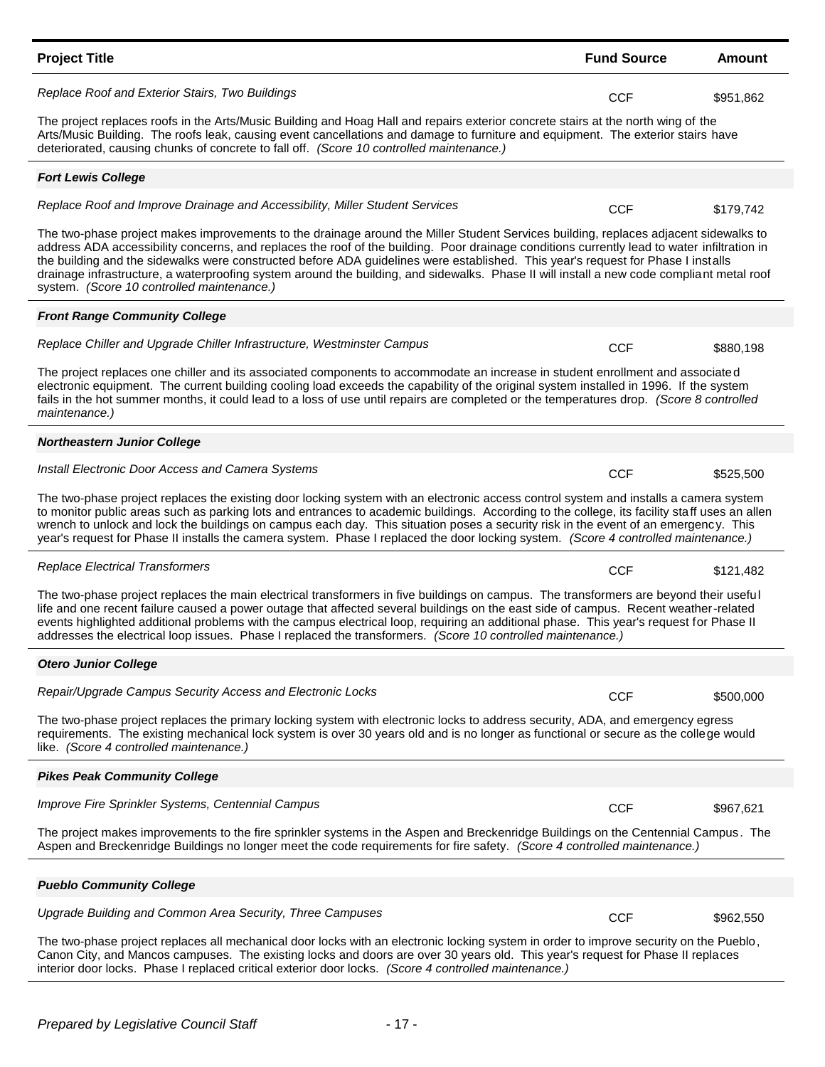| Project Title | Fund Source | Amount |
|---|---|---|
| *Replace Roof and Exterior Stairs, Two Buildings* | CCF | $951,862 |
| The project replaces roofs in the Arts/Music Building and Hoag Hall and repairs exterior concrete stairs at the north wing of the Arts/Music Building. The roofs leak, causing event cancellations and damage to furniture and equipment. The exterior stairs have deteriorated, causing chunks of concrete to fall off. *(Score 10 controlled maintenance.)* | | |
| ***Fort Lewis College*** | | |
| *Replace Roof and Improve Drainage and Accessibility, Miller Student Services* | CCF | $179,742 |
| The two-phase project makes improvements to the drainage around the Miller Student Services building, replaces adjacent sidewalks to address ADA accessibility concerns, and replaces the roof of the building. Poor drainage conditions currently lead to water infiltration in the building and the sidewalks were constructed before ADA guidelines were established. This year's request for Phase I installs drainage infrastructure, a waterproofing system around the building, and sidewalks. Phase II will install a new code compliant metal roof system. *(Score 10 controlled maintenance.)* | | |
| ***Front Range Community College*** | | |
| *Replace Chiller and Upgrade Chiller Infrastructure, Westminster Campus* | CCF | $880,198 |
| The project replaces one chiller and its associated components to accommodate an increase in student enrollment and associated electronic equipment. The current building cooling load exceeds the capability of the original system installed in 1996. If the system fails in the hot summer months, it could lead to a loss of use until repairs are completed or the temperatures drop. *(Score 8 controlled maintenance.)* | | |
| ***Northeastern Junior College*** | | |
| *Install Electronic Door Access and Camera Systems* | CCF | $525,500 |
| The two-phase project replaces the existing door locking system with an electronic access control system and installs a camera system to monitor public areas such as parking lots and entrances to academic buildings. According to the college, its facility staff uses an allen wrench to unlock and lock the buildings on campus each day. This situation poses a security risk in the event of an emergency. This year's request for Phase II installs the camera system. Phase I replaced the door locking system. *(Score 4 controlled maintenance.)* | | |
| *Replace Electrical Transformers* | CCF | $121,482 |
| The two-phase project replaces the main electrical transformers in five buildings on campus. The transformers are beyond their useful life and one recent failure caused a power outage that affected several buildings on the east side of campus. Recent weather-related events highlighted additional problems with the campus electrical loop, requiring an additional phase. This year's request for Phase II addresses the electrical loop issues. Phase I replaced the transformers. *(Score 10 controlled maintenance.)* | | |
| ***Otero Junior College*** | | |
| *Repair/Upgrade Campus Security Access and Electronic Locks* | CCF | $500,000 |
| The two-phase project replaces the primary locking system with electronic locks to address security, ADA, and emergency egress requirements. The existing mechanical lock system is over 30 years old and is no longer as functional or secure as the college would like. *(Score 4 controlled maintenance.)* | | |
| ***Pikes Peak Community College*** | | |
| *Improve Fire Sprinkler Systems, Centennial Campus* | CCF | $967,621 |
| The project makes improvements to the fire sprinkler systems in the Aspen and Breckenridge Buildings on the Centennial Campus. The Aspen and Breckenridge Buildings no longer meet the code requirements for fire safety. *(Score 4 controlled maintenance.)* | | |
| ***Pueblo Community College*** | | |
| *Upgrade Building and Common Area Security, Three Campuses* | CCF | $962,550 |
| The two-phase project replaces all mechanical door locks with an electronic locking system in order to improve security on the Pueblo, Canon City, and Mancos campuses. The existing locks and doors are over 30 years old. This year's request for Phase II replaces interior door locks. Phase I replaced critical exterior door locks. *(Score 4 controlled maintenance.)* | | |

*Prepared by Legislative Council Staff*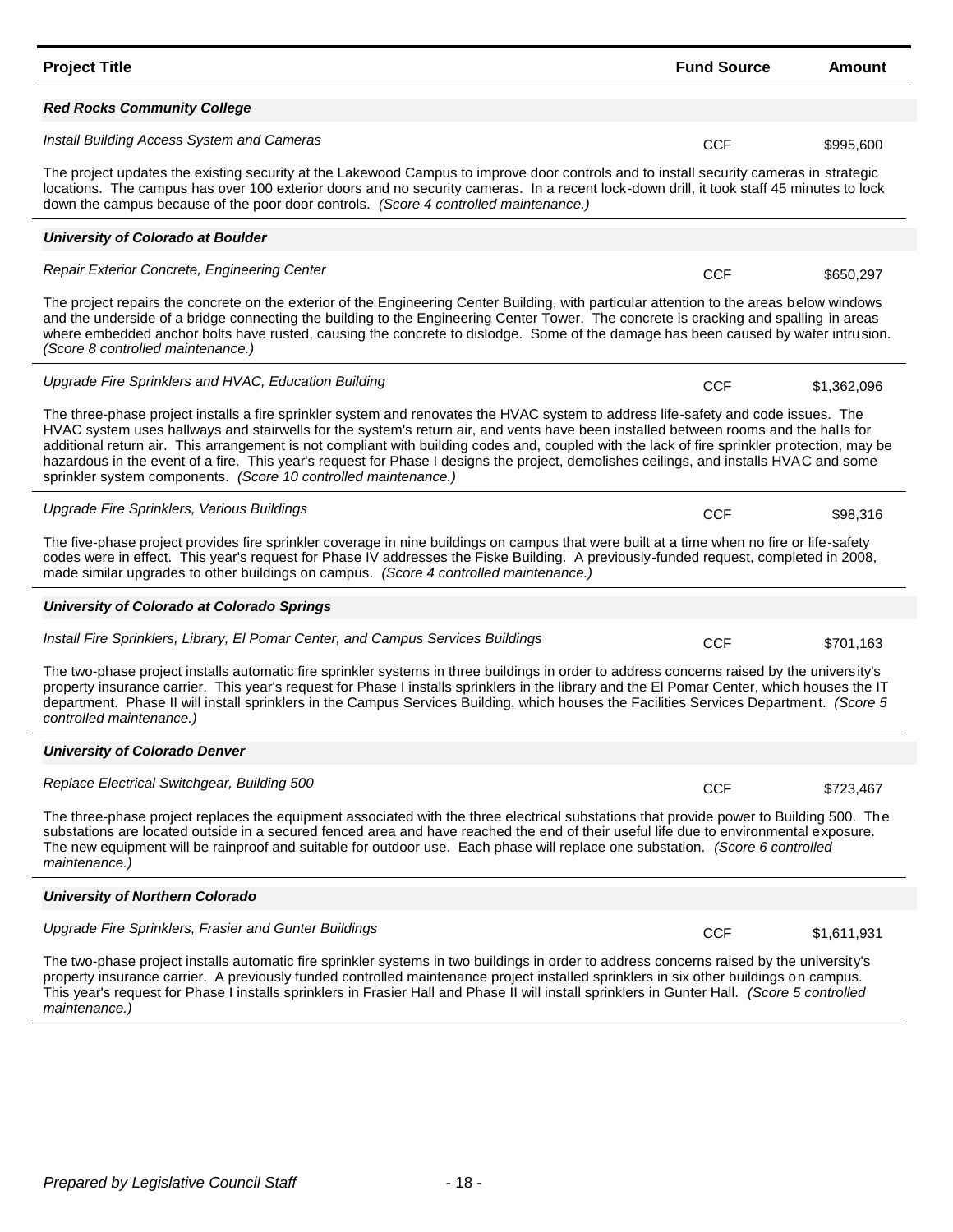| Project Title | Fund Source | Amount |
|---|---|---|
| ***Red Rocks Community College*** | | |
| *Install Building Access System and Cameras* | CCF | $995,600 |
| The project updates the existing security at the Lakewood Campus to improve door controls and to install security cameras in strategic locations. The campus has over 100 exterior doors and no security cameras. In a recent lock-down drill, it took staff 45 minutes to lock down the campus because of the poor door controls. *(Score 4 controlled maintenance.)* | | |
| ***University of Colorado at Boulder*** | | |
| *Repair Exterior Concrete, Engineering Center* | CCF | $650,297 |
| The project repairs the concrete on the exterior of the Engineering Center Building, with particular attention to the areas below windows and the underside of a bridge connecting the building to the Engineering Center Tower. The concrete is cracking and spalling in areas where embedded anchor bolts have rusted, causing the concrete to dislodge. Some of the damage has been caused by water intrusion. *(Score 8 controlled maintenance.)* | | |
| *Upgrade Fire Sprinklers and HVAC, Education Building* | CCF | $1,362,096 |
| The three-phase project installs a fire sprinkler system and renovates the HVAC system to address life-safety and code issues. The HVAC system uses hallways and stairwells for the system's return air, and vents have been installed between rooms and the halls for additional return air. This arrangement is not compliant with building codes and, coupled with the lack of fire sprinkler protection, may be hazardous in the event of a fire. This year's request for Phase I designs the project, demolishes ceilings, and installs HVAC and some sprinkler system components. *(Score 10 controlled maintenance.)* | | |
| *Upgrade Fire Sprinklers, Various Buildings* | CCF | $98,316 |
| The five-phase project provides fire sprinkler coverage in nine buildings on campus that were built at a time when no fire or life-safety codes were in effect. This year's request for Phase IV addresses the Fiske Building. A previously-funded request, completed in 2008, made similar upgrades to other buildings on campus. *(Score 4 controlled maintenance.)* | | |
| ***University of Colorado at Colorado Springs*** | | |
| *Install Fire Sprinklers, Library, El Pomar Center, and Campus Services Buildings* | CCF | $701,163 |
| The two-phase project installs automatic fire sprinkler systems in three buildings in order to address concerns raised by the university's property insurance carrier. This year's request for Phase I installs sprinklers in the library and the El Pomar Center, which houses the IT department. Phase II will install sprinklers in the Campus Services Building, which houses the Facilities Services Department. *(Score 5 controlled maintenance.)* | | |
| ***University of Colorado Denver*** | | |
| *Replace Electrical Switchgear, Building 500* | CCF | $723,467 |
| The three-phase project replaces the equipment associated with the three electrical substations that provide power to Building 500. The substations are located outside in a secured fenced area and have reached the end of their useful life due to environmental exposure. The new equipment will be rainproof and suitable for outdoor use. Each phase will replace one substation. *(Score 6 controlled maintenance.)* | | |
| ***University of Northern Colorado*** | | |
| *Upgrade Fire Sprinklers, Frasier and Gunter Buildings* | CCF | $1,611,931 |
| The two-phase project installs automatic fire sprinkler systems in two buildings in order to address concerns raised by the university's property insurance carrier. A previously funded controlled maintenance project installed sprinklers in six other buildings on campus. This year's request for Phase I installs sprinklers in Frasier Hall and Phase II will install sprinklers in Gunter Hall. *(Score 5 controlled maintenance.)* | | |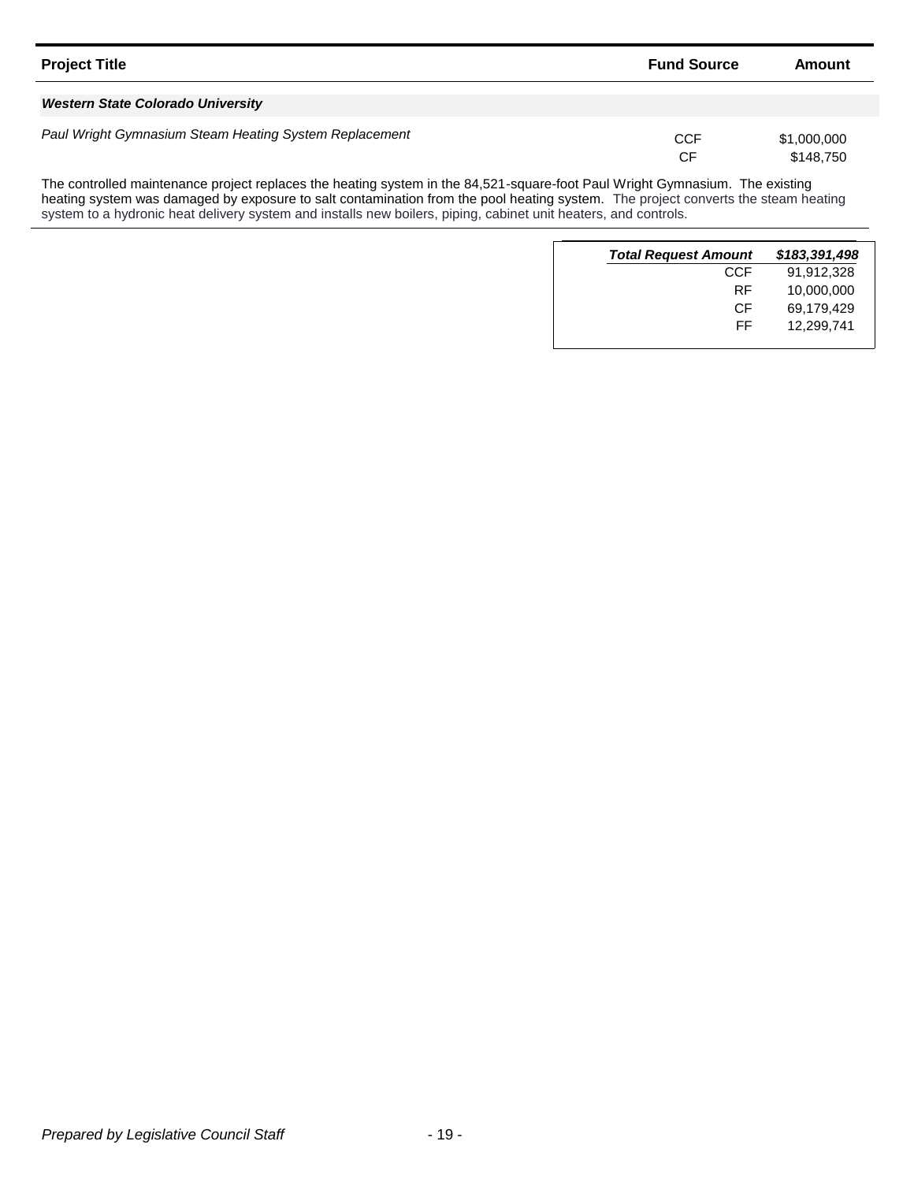| Project Title | Fund Source | Amount |
|---|---|---|
| ***Western State Colorado University*** | | |
| *Paul Wright Gymnasium Steam Heating System Replacement* | CCF | $1,000,000 |
| | CF | $148,750 |

The controlled maintenance project replaces the heating system in the 84,521-square-foot Paul Wright Gymnasium. The existing heating system was damaged by exposure to salt contamination from the pool heating system. The project converts the steam heating system to a hydronic heat delivery system and installs new boilers, piping, cabinet unit heaters, and controls.

| ***Total Request Amount*** | ***$183,391,498*** |
|---|---|
| CCF | 91,912,328 |
| RF | 10,000,000 |
| CF | 69,179,429 |
| FF | 12,299,741 |

*Prepared by Legislative Council Staff*